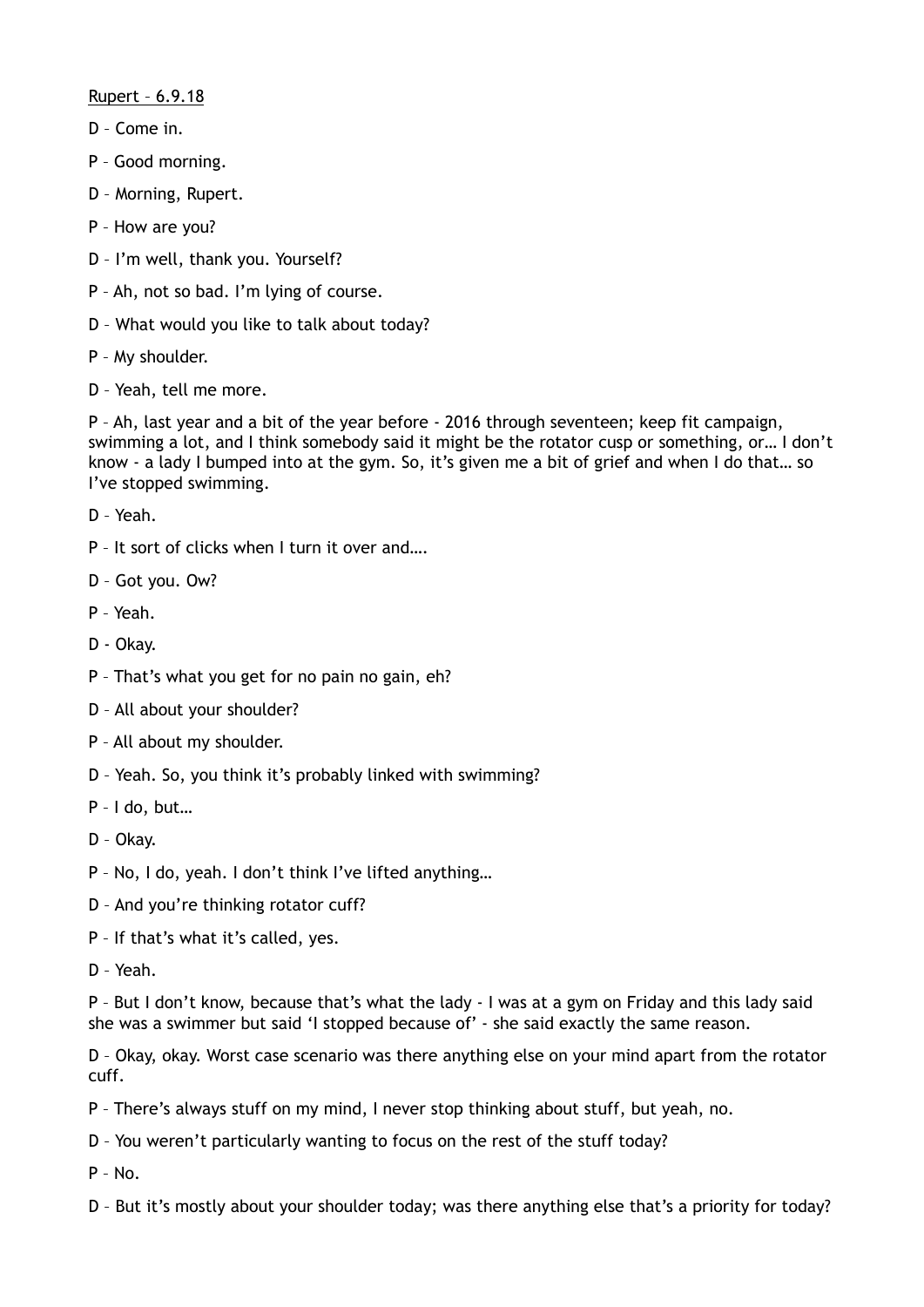<u>Rupert – 6.9.18</u>

D – Come in.

P – Good morning.

D – Morning, Rupert.

P – How are you?

D – I'm well, thank you. Yourself?

P – Ah, not so bad. I'm lying of course.

D – What would you like to talk about today?

P – My shoulder.

D – Yeah, tell me more.

P – Ah, last year and a bit of the year before - 2016 through seventeen; keep fit campaign, swimming a lot, and I think somebody said it might be the rotator cusp or something, or… I don't know - a lady I bumped into at the gym. So, it's given me a bit of grief and when I do that… so I've stopped swimming.

D – Yeah.

P – It sort of clicks when I turn it over and….

D – Got you. Ow?

P – Yeah.

D - Okay.

P – That's what you get for no pain no gain, eh?

D – All about your shoulder?

P – All about my shoulder.

D – Yeah. So, you think it's probably linked with swimming?

P – I do, but…

D – Okay.

P – No, I do, yeah. I don't think I've lifted anything…

D – And you're thinking rotator cuff?

P – If that's what it's called, yes.

D – Yeah.

P – But I don't know, because that's what the lady - I was at a gym on Friday and this lady said she was a swimmer but said 'I stopped because of' - she said exactly the same reason.

D – Okay, okay. Worst case scenario was there anything else on your mind apart from the rotator cuff.

P – There's always stuff on my mind, I never stop thinking about stuff, but yeah, no.

D – You weren't particularly wanting to focus on the rest of the stuff today?

P – No.

D – But it's mostly about your shoulder today; was there anything else that's a priority for today?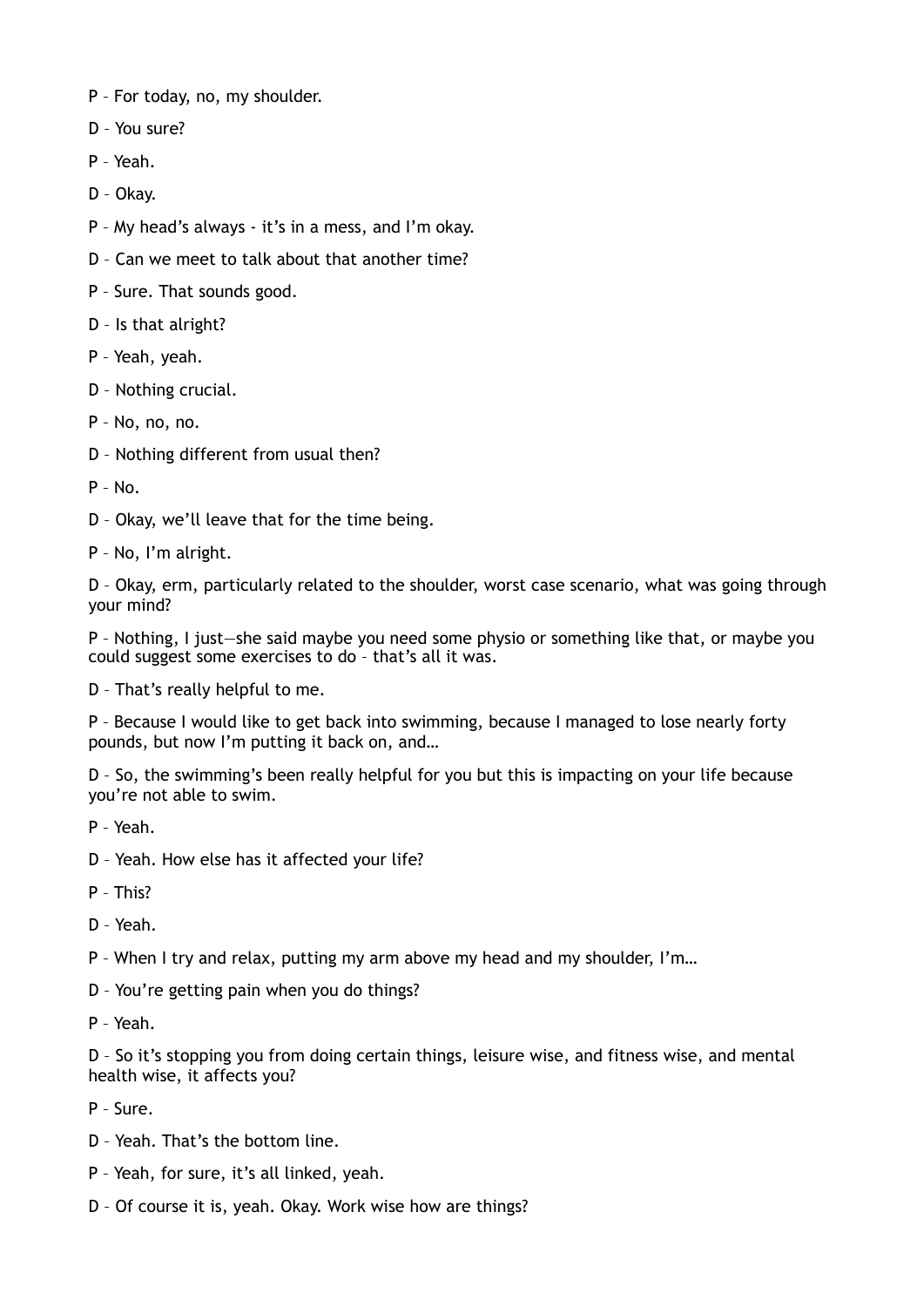P – For today, no, my shoulder.

D – You sure?

P – Yeah.

D – Okay.

P – My head's always - it's in a mess, and I'm okay.

D – Can we meet to talk about that another time?

P – Sure. That sounds good.

D – Is that alright?

P – Yeah, yeah.

D – Nothing crucial.

P – No, no, no.

D – Nothing different from usual then?

P – No.

D – Okay, we'll leave that for the time being.

P – No, I'm alright.

D – Okay, erm, particularly related to the shoulder, worst case scenario, what was going through your mind?

P – Nothing, I just—she said maybe you need some physio or something like that, or maybe you could suggest some exercises to do – that's all it was.

D – That's really helpful to me.

P – Because I would like to get back into swimming, because I managed to lose nearly forty pounds, but now I'm putting it back on, and…

D – So, the swimming's been really helpful for you but this is impacting on your life because you're not able to swim.

P – Yeah.

D – Yeah. How else has it affected your life?

P – This?

D – Yeah.

P – When I try and relax, putting my arm above my head and my shoulder, I'm…

D – You're getting pain when you do things?

P – Yeah.

D – So it's stopping you from doing certain things, leisure wise, and fitness wise, and mental health wise, it affects you?

P – Sure.

D – Yeah. That's the bottom line.

P – Yeah, for sure, it's all linked, yeah.

D – Of course it is, yeah. Okay. Work wise how are things?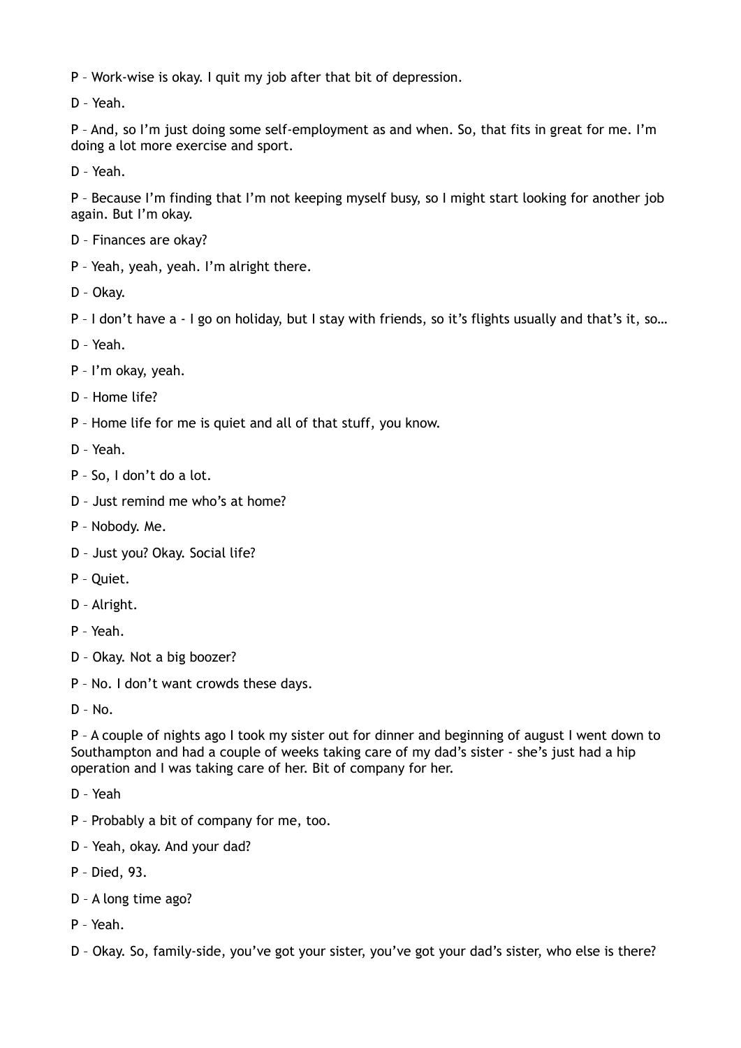P – Work-wise is okay. I quit my job after that bit of depression.

D – Yeah.

P – And, so I'm just doing some self-employment as and when. So, that fits in great for me. I'm doing a lot more exercise and sport.

D – Yeah.

P – Because I'm finding that I'm not keeping myself busy, so I might start looking for another job again. But I'm okay.

D – Finances are okay?

P – Yeah, yeah, yeah. I'm alright there.

D – Okay.

P – I don't have a - I go on holiday, but I stay with friends, so it's flights usually and that's it, so…

D – Yeah.

P – I'm okay, yeah.

D – Home life?

P – Home life for me is quiet and all of that stuff, you know.

D – Yeah.

P – So, I don't do a lot.

D – Just remind me who's at home?

P – Nobody. Me.

D – Just you? Okay. Social life?

P – Quiet.

D – Alright.

P – Yeah.

D – Okay. Not a big boozer?

P – No. I don't want crowds these days.

D – No.

P – A couple of nights ago I took my sister out for dinner and beginning of august I went down to Southampton and had a couple of weeks taking care of my dad's sister - she's just had a hip operation and I was taking care of her. Bit of company for her.

D – Yeah

P – Probably a bit of company for me, too.

D – Yeah, okay. And your dad?

P – Died, 93.

D – A long time ago?

P – Yeah.

D – Okay. So, family-side, you've got your sister, you've got your dad's sister, who else is there?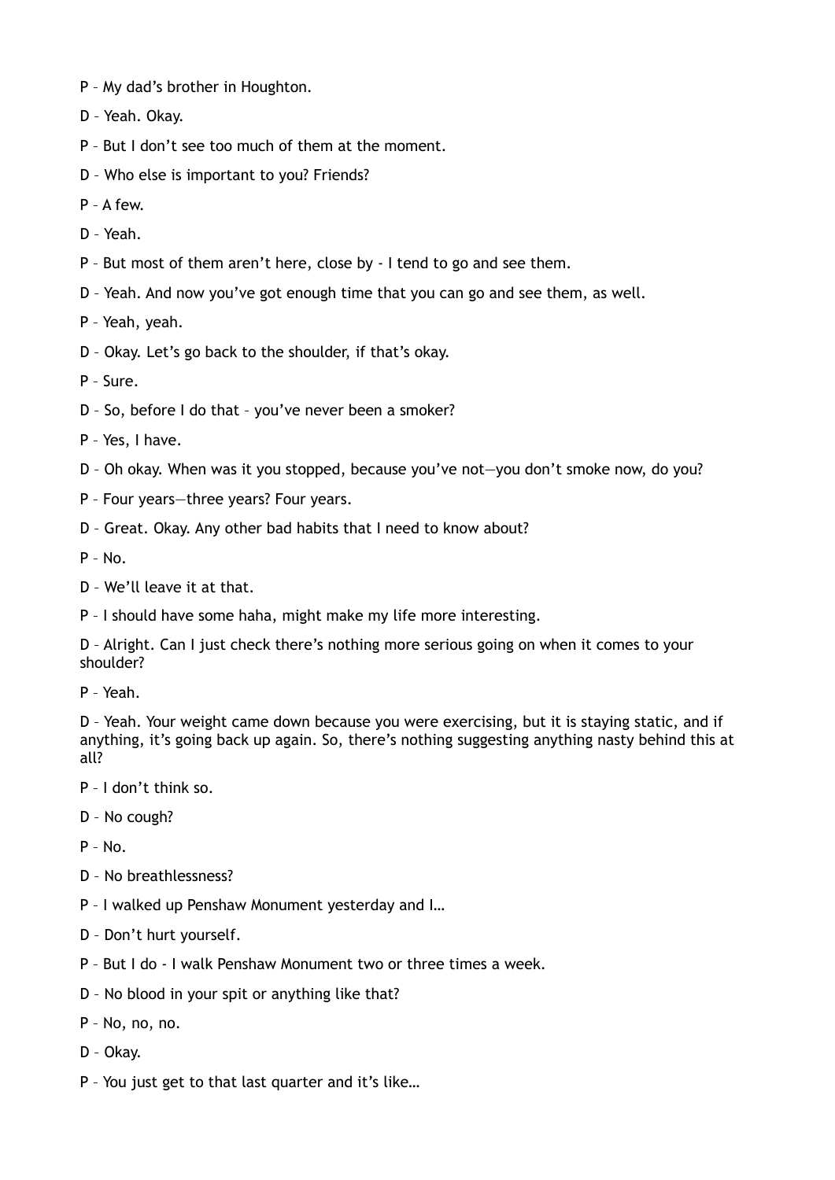P – My dad's brother in Houghton.

D – Yeah. Okay.

P – But I don't see too much of them at the moment.

D – Who else is important to you? Friends?

P – A few.

D – Yeah.

P – But most of them aren't here, close by - I tend to go and see them.

D – Yeah. And now you've got enough time that you can go and see them, as well.

P – Yeah, yeah.

D – Okay. Let's go back to the shoulder, if that's okay.

P – Sure.

D – So, before I do that – you've never been a smoker?

P – Yes, I have.

D – Oh okay. When was it you stopped, because you've not—you don't smoke now, do you?

P – Four years—three years? Four years.

D – Great. Okay. Any other bad habits that I need to know about?

P – No.

D – We'll leave it at that.

P – I should have some haha, might make my life more interesting.

D – Alright. Can I just check there's nothing more serious going on when it comes to your shoulder?

P – Yeah.

D – Yeah. Your weight came down because you were exercising, but it is staying static, and if anything, it's going back up again. So, there's nothing suggesting anything nasty behind this at all?

P – I don't think so.

D – No cough?

P – No.

D – No breathlessness?

P – I walked up Penshaw Monument yesterday and I…

D – Don't hurt yourself.

P – But I do - I walk Penshaw Monument two or three times a week.

D – No blood in your spit or anything like that?

P – No, no, no.

D – Okay.

P – You just get to that last quarter and it's like…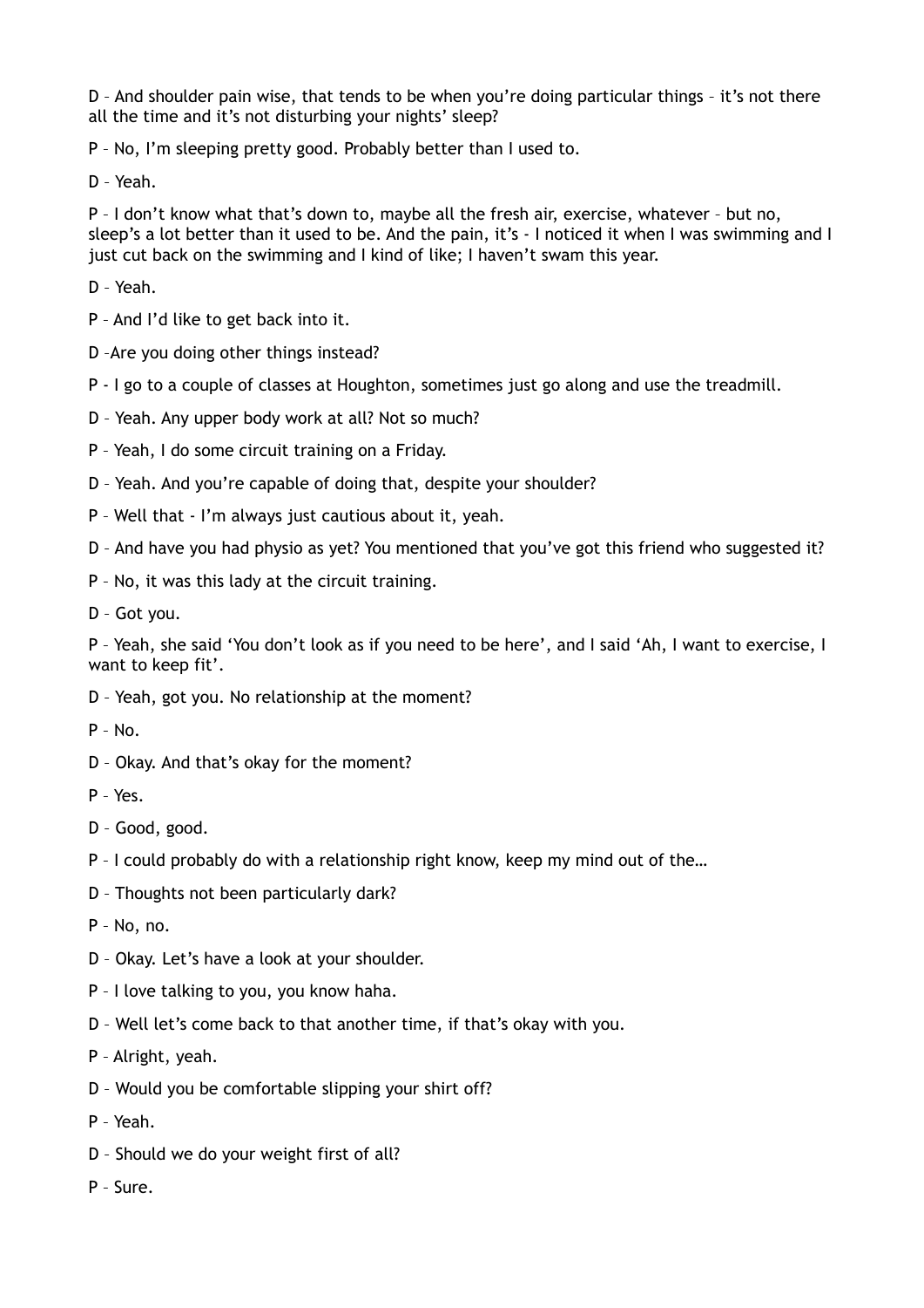D – And shoulder pain wise, that tends to be when you're doing particular things – it's not there all the time and it's not disturbing your nights' sleep?

P – No, I'm sleeping pretty good. Probably better than I used to.

D – Yeah.

P – I don't know what that's down to, maybe all the fresh air, exercise, whatever – but no, sleep's a lot better than it used to be. And the pain, it's - I noticed it when I was swimming and I just cut back on the swimming and I kind of like; I haven't swam this year.

D – Yeah.

P – And I'd like to get back into it.

D –Are you doing other things instead?

P - I go to a couple of classes at Houghton, sometimes just go along and use the treadmill.

D – Yeah. Any upper body work at all? Not so much?

P – Yeah, I do some circuit training on a Friday.

D – Yeah. And you're capable of doing that, despite your shoulder?

P – Well that - I'm always just cautious about it, yeah.

D – And have you had physio as yet? You mentioned that you've got this friend who suggested it?

P – No, it was this lady at the circuit training.

D – Got you.

P – Yeah, she said 'You don't look as if you need to be here', and I said 'Ah, I want to exercise, I want to keep fit'.

D – Yeah, got you. No relationship at the moment?

P – No.

D – Okay. And that's okay for the moment?

P – Yes.

D – Good, good.

P – I could probably do with a relationship right know, keep my mind out of the…

D – Thoughts not been particularly dark?

P – No, no.

D – Okay. Let's have a look at your shoulder.

P – I love talking to you, you know haha.

D – Well let's come back to that another time, if that's okay with you.

P – Alright, yeah.

D – Would you be comfortable slipping your shirt off?

P – Yeah.

D – Should we do your weight first of all?

P – Sure.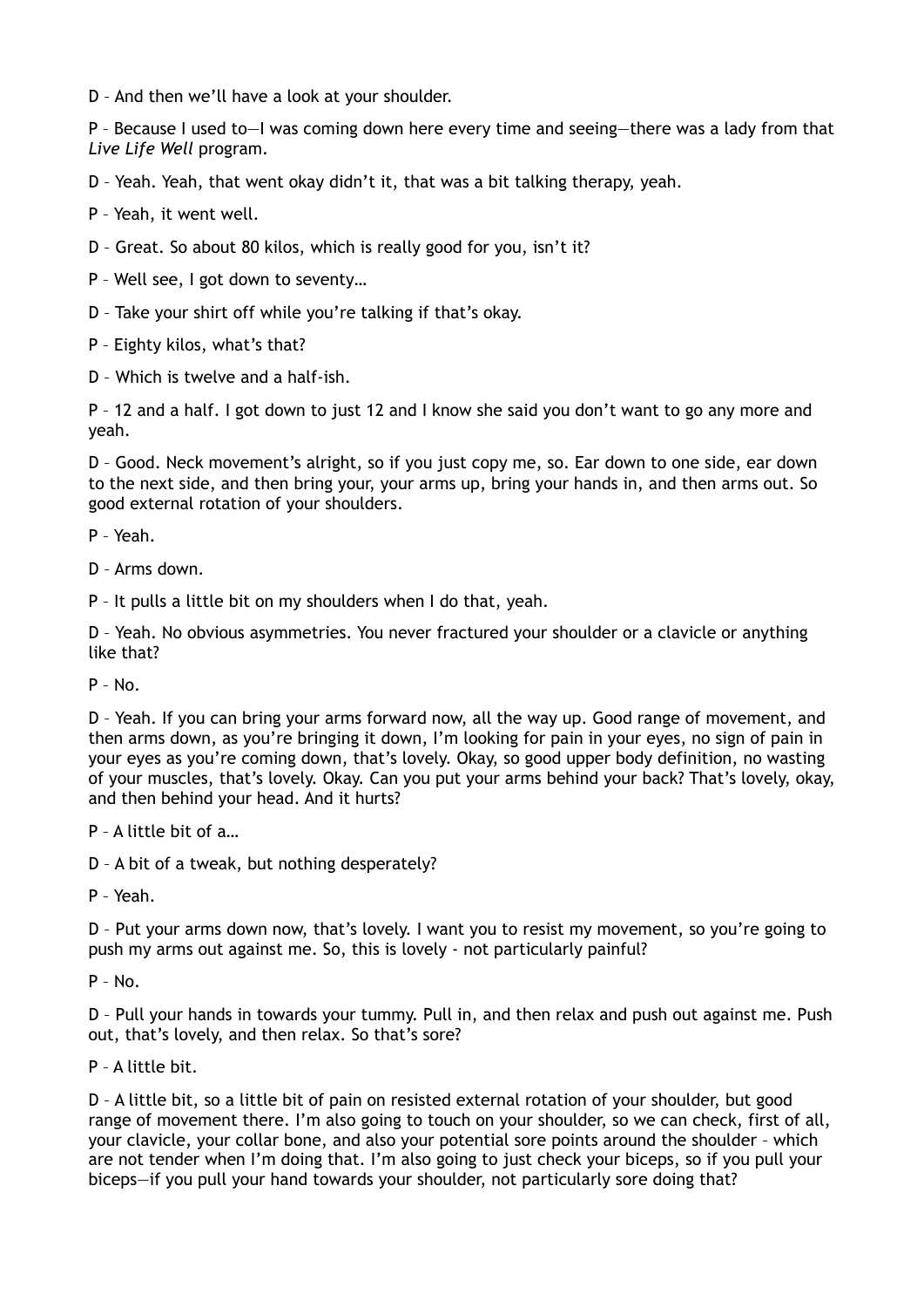D – And then we'll have a look at your shoulder.

P – Because I used to—I was coming down here every time and seeing—there was a lady from that *Live Life Well* program.

D – Yeah. Yeah, that went okay didn't it, that was a bit talking therapy, yeah.

P – Yeah, it went well.

D – Great. So about 80 kilos, which is really good for you, isn't it?

P – Well see, I got down to seventy…

D – Take your shirt off while you're talking if that's okay.

P – Eighty kilos, what's that?

D – Which is twelve and a half-ish.

P – 12 and a half. I got down to just 12 and I know she said you don't want to go any more and yeah.

D – Good. Neck movement's alright, so if you just copy me, so. Ear down to one side, ear down to the next side, and then bring your, your arms up, bring your hands in, and then arms out. So good external rotation of your shoulders.

P – Yeah.

D – Arms down.

P – It pulls a little bit on my shoulders when I do that, yeah.

D – Yeah. No obvious asymmetries. You never fractured your shoulder or a clavicle or anything like that?

P – No.

D – Yeah. If you can bring your arms forward now, all the way up. Good range of movement, and then arms down, as you're bringing it down, I'm looking for pain in your eyes, no sign of pain in your eyes as you're coming down, that's lovely. Okay, so good upper body definition, no wasting of your muscles, that's lovely. Okay. Can you put your arms behind your back? That's lovely, okay, and then behind your head. And it hurts?

P – A little bit of a…

D – A bit of a tweak, but nothing desperately?

P – Yeah.

D – Put your arms down now, that's lovely. I want you to resist my movement, so you're going to push my arms out against me. So, this is lovely - not particularly painful?

P – No.

D – Pull your hands in towards your tummy. Pull in, and then relax and push out against me. Push out, that's lovely, and then relax. So that's sore?

P – A little bit.

D – A little bit, so a little bit of pain on resisted external rotation of your shoulder, but good range of movement there. I'm also going to touch on your shoulder, so we can check, first of all, your clavicle, your collar bone, and also your potential sore points around the shoulder – which are not tender when I'm doing that. I'm also going to just check your biceps, so if you pull your biceps—if you pull your hand towards your shoulder, not particularly sore doing that?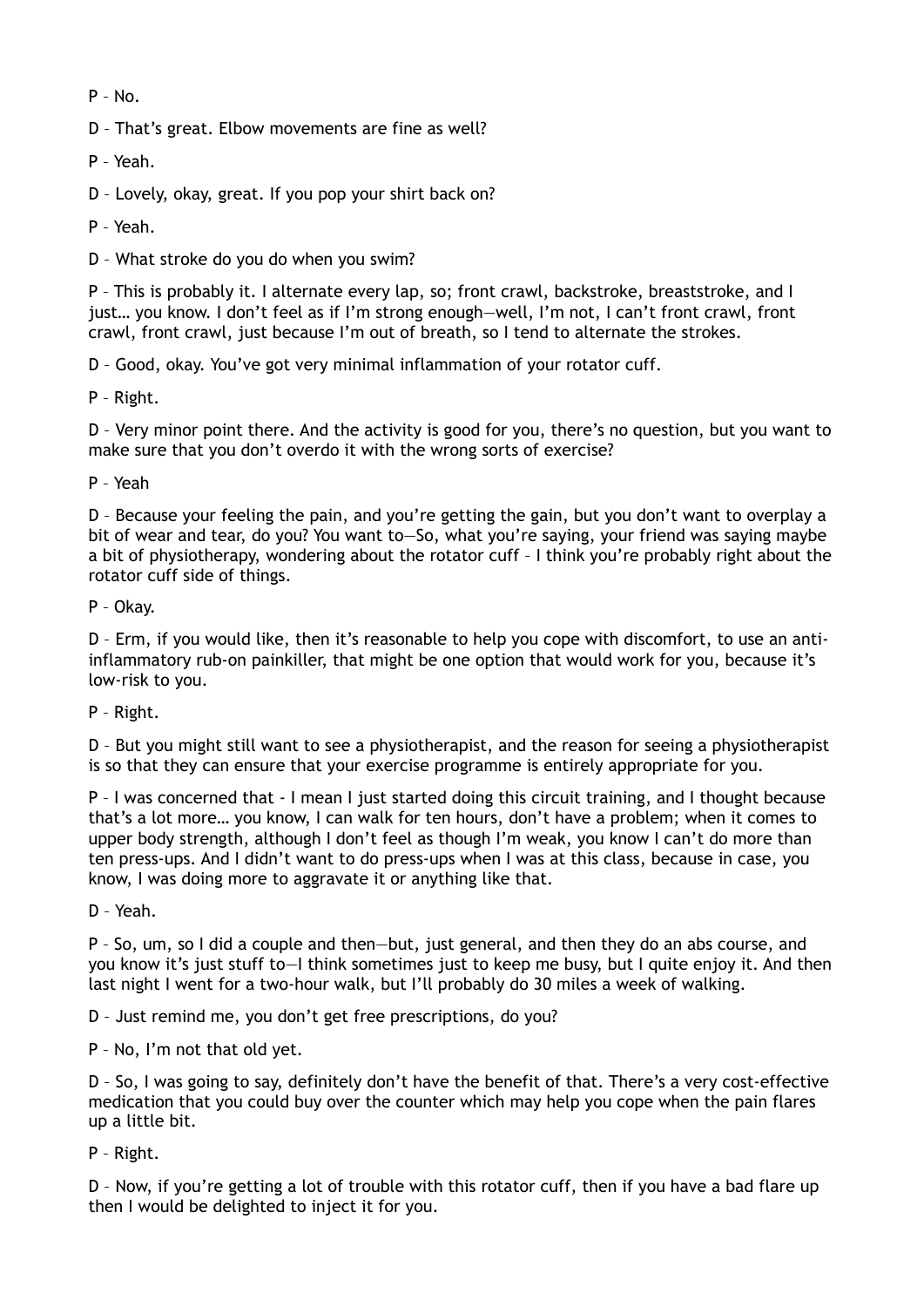P – No.

D – That's great. Elbow movements are fine as well?

P – Yeah.

D – Lovely, okay, great. If you pop your shirt back on?

P – Yeah.

D – What stroke do you do when you swim?

P – This is probably it. I alternate every lap, so; front crawl, backstroke, breaststroke, and I just… you know. I don't feel as if I'm strong enough—well, I'm not, I can't front crawl, front crawl, front crawl, just because I'm out of breath, so I tend to alternate the strokes.

D – Good, okay. You've got very minimal inflammation of your rotator cuff.

P – Right.

D – Very minor point there. And the activity is good for you, there's no question, but you want to make sure that you don't overdo it with the wrong sorts of exercise?

P – Yeah

D – Because your feeling the pain, and you're getting the gain, but you don't want to overplay a bit of wear and tear, do you? You want to—So, what you're saying, your friend was saying maybe a bit of physiotherapy, wondering about the rotator cuff – I think you're probably right about the rotator cuff side of things.

P – Okay.

D – Erm, if you would like, then it's reasonable to help you cope with discomfort, to use an anti-inflammatory rub-on painkiller, that might be one option that would work for you, because it's low-risk to you.

P – Right.

D – But you might still want to see a physiotherapist, and the reason for seeing a physiotherapist is so that they can ensure that your exercise programme is entirely appropriate for you.

P – I was concerned that - I mean I just started doing this circuit training, and I thought because that's a lot more… you know, I can walk for ten hours, don't have a problem; when it comes to upper body strength, although I don't feel as though I'm weak, you know I can't do more than ten press-ups. And I didn't want to do press-ups when I was at this class, because in case, you know, I was doing more to aggravate it or anything like that.

D – Yeah.

P – So, um, so I did a couple and then—but, just general, and then they do an abs course, and you know it's just stuff to—I think sometimes just to keep me busy, but I quite enjoy it. And then last night I went for a two-hour walk, but I'll probably do 30 miles a week of walking.

D – Just remind me, you don't get free prescriptions, do you?

P – No, I'm not that old yet.

D – So, I was going to say, definitely don't have the benefit of that. There's a very cost-effective medication that you could buy over the counter which may help you cope when the pain flares up a little bit.

P – Right.

D – Now, if you're getting a lot of trouble with this rotator cuff, then if you have a bad flare up then I would be delighted to inject it for you.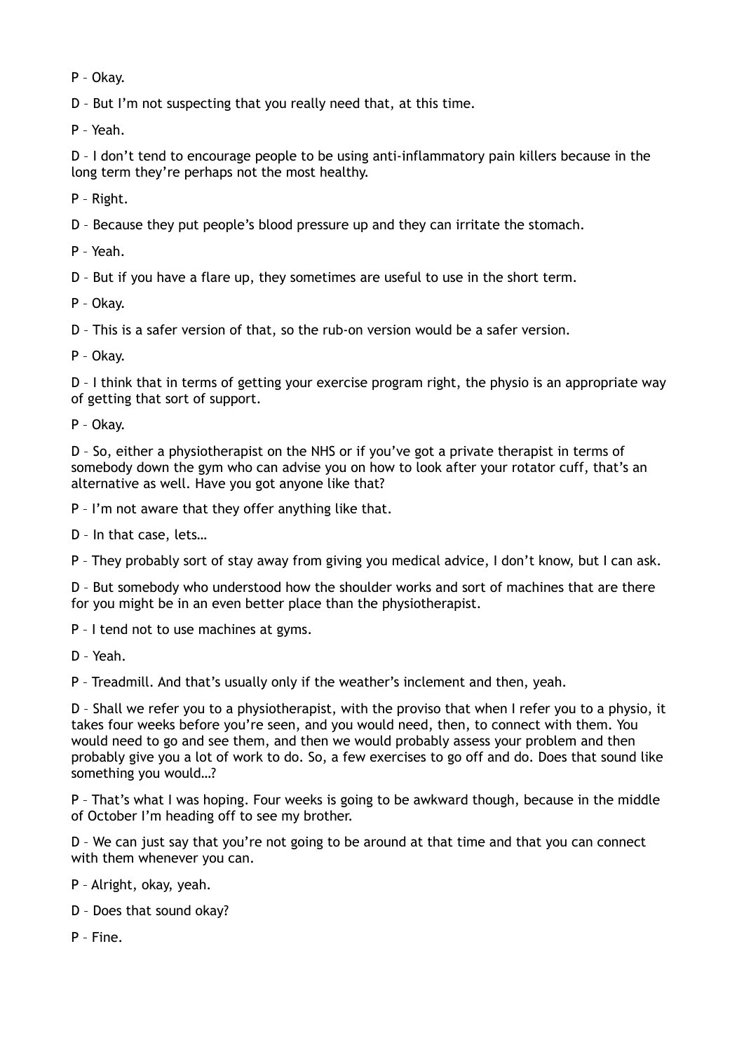P – Okay.

D – But I'm not suspecting that you really need that, at this time.

P – Yeah.

D – I don't tend to encourage people to be using anti-inflammatory pain killers because in the long term they're perhaps not the most healthy.

P – Right.

D – Because they put people's blood pressure up and they can irritate the stomach.

P – Yeah.

D – But if you have a flare up, they sometimes are useful to use in the short term.

P – Okay.

D – This is a safer version of that, so the rub-on version would be a safer version.

P – Okay.

D – I think that in terms of getting your exercise program right, the physio is an appropriate way of getting that sort of support.

P – Okay.

D – So, either a physiotherapist on the NHS or if you've got a private therapist in terms of somebody down the gym who can advise you on how to look after your rotator cuff, that's an alternative as well. Have you got anyone like that?

P – I'm not aware that they offer anything like that.

D – In that case, lets…

P – They probably sort of stay away from giving you medical advice, I don't know, but I can ask.

D – But somebody who understood how the shoulder works and sort of machines that are there for you might be in an even better place than the physiotherapist.

P – I tend not to use machines at gyms.

D – Yeah.

P – Treadmill. And that's usually only if the weather's inclement and then, yeah.

D – Shall we refer you to a physiotherapist, with the proviso that when I refer you to a physio, it takes four weeks before you're seen, and you would need, then, to connect with them. You would need to go and see them, and then we would probably assess your problem and then probably give you a lot of work to do. So, a few exercises to go off and do. Does that sound like something you would…?

P – That's what I was hoping. Four weeks is going to be awkward though, because in the middle of October I'm heading off to see my brother.

D – We can just say that you're not going to be around at that time and that you can connect with them whenever you can.

P – Alright, okay, yeah.

D – Does that sound okay?

P – Fine.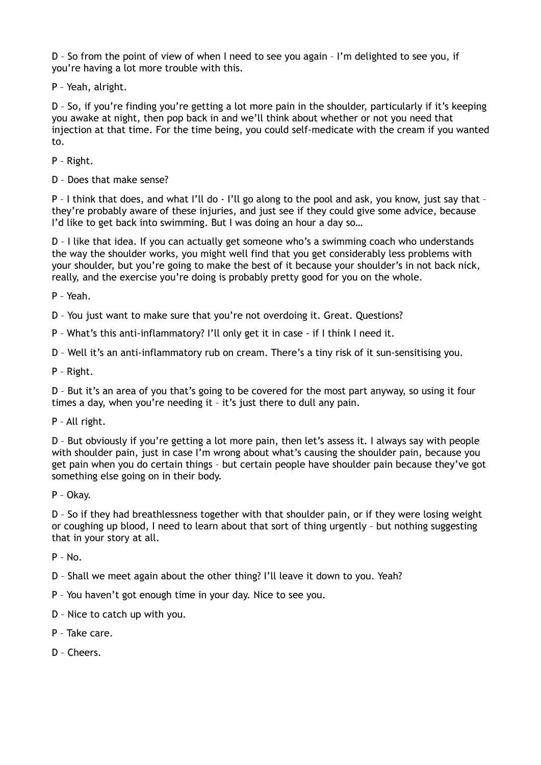D – So from the point of view of when I need to see you again – I'm delighted to see you, if you're having a lot more trouble with this.

P – Yeah, alright.

D – So, if you're finding you're getting a lot more pain in the shoulder, particularly if it's keeping you awake at night, then pop back in and we'll think about whether or not you need that injection at that time. For the time being, you could self-medicate with the cream if you wanted to.

P – Right.

D – Does that make sense?

P – I think that does, and what I'll do - I'll go along to the pool and ask, you know, just say that – they're probably aware of these injuries, and just see if they could give some advice, because I'd like to get back into swimming. But I was doing an hour a day so…

D – I like that idea. If you can actually get someone who's a swimming coach who understands the way the shoulder works, you might well find that you get considerably less problems with your shoulder, but you're going to make the best of it because your shoulder's in not back nick, really, and the exercise you're doing is probably pretty good for you on the whole.

P – Yeah.

D – You just want to make sure that you're not overdoing it. Great. Questions?

P – What's this anti-inflammatory? I'll only get it in case - if I think I need it.

D – Well it's an anti-inflammatory rub on cream. There's a tiny risk of it sun-sensitising you.

P – Right.

D – But it's an area of you that's going to be covered for the most part anyway, so using it four times a day, when you're needing it – it's just there to dull any pain.

P – All right.

D – But obviously if you're getting a lot more pain, then let's assess it. I always say with people with shoulder pain, just in case I'm wrong about what's causing the shoulder pain, because you get pain when you do certain things – but certain people have shoulder pain because they've got something else going on in their body.

P – Okay.

D – So if they had breathlessness together with that shoulder pain, or if they were losing weight or coughing up blood, I need to learn about that sort of thing urgently – but nothing suggesting that in your story at all.

P – No.

D – Shall we meet again about the other thing? I'll leave it down to you. Yeah?

P – You haven't got enough time in your day. Nice to see you.

D – Nice to catch up with you.

P – Take care.

D – Cheers.